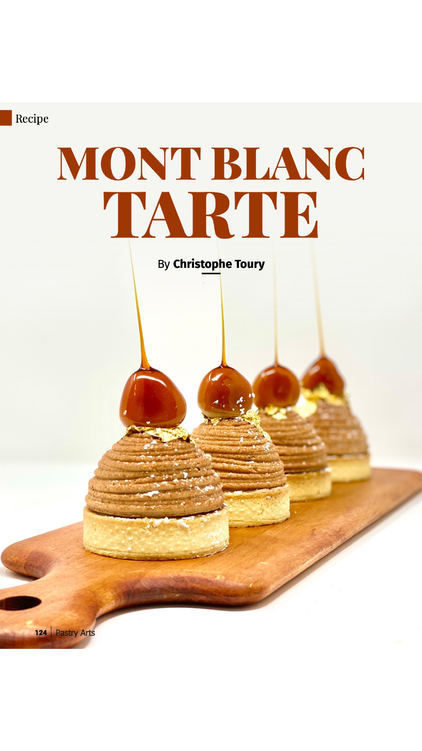Recipe

# MONT BLANC TARTE

By **Christophe Toury**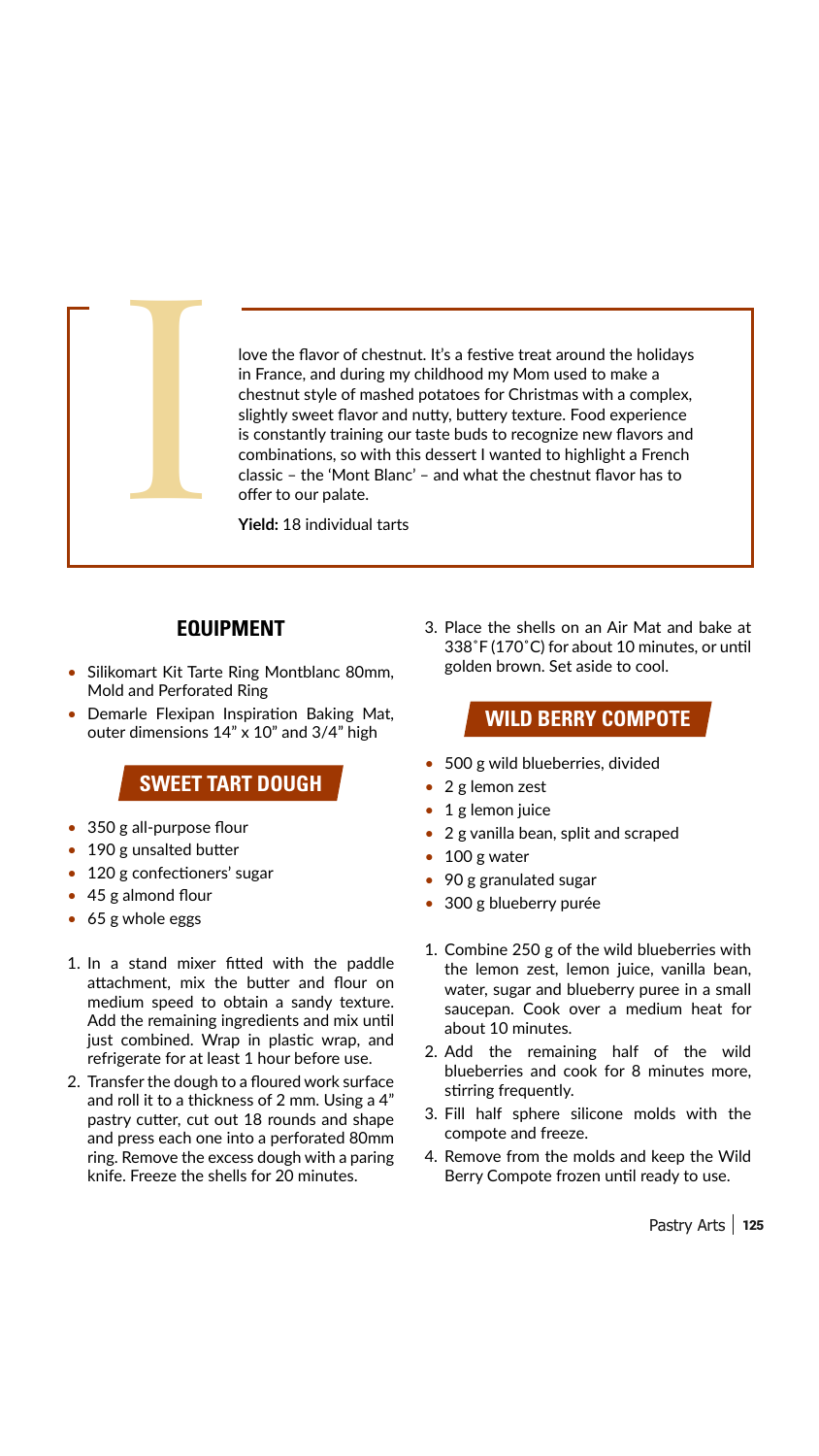I love the flavor of chestnut. It's a festive treat around the holidays in France, and during my childhood my Mom used to make a chestnut style of mashed potatoes for Christmas with a complex, slightly sweet flavor and nutty, buttery texture. Food experience is constantly training our taste buds to recognize new flavors and combinations, so with this dessert I wanted to highlight a French classic – the 'Mont Blanc' – and what the chestnut flavor has to offer to our palate.

**Yield:** 18 individual tarts

## EQUIPMENT

- Silikomart Kit Tarte Ring Montblanc 80mm, Mold and Perforated Ring
- Demarle Flexipan Inspiration Baking Mat, outer dimensions 14" x 10" and 3/4" high

## SWEET TART DOUGH

- 350 g all-purpose flour
- 190 g unsalted butter
- 120 g confectioners' sugar
- 45 g almond flour
- 65 g whole eggs

1. In a stand mixer fitted with the paddle attachment, mix the butter and flour on medium speed to obtain a sandy texture. Add the remaining ingredients and mix until just combined. Wrap in plastic wrap, and refrigerate for at least 1 hour before use.
2. Transfer the dough to a floured work surface and roll it to a thickness of 2 mm. Using a 4" pastry cutter, cut out 18 rounds and shape and press each one into a perforated 80mm ring. Remove the excess dough with a paring knife. Freeze the shells for 20 minutes.
3. Place the shells on an Air Mat and bake at 338˚F (170˚C) for about 10 minutes, or until golden brown. Set aside to cool.

## WILD BERRY COMPOTE

- 500 g wild blueberries, divided
- 2 g lemon zest
- 1 g lemon juice
- 2 g vanilla bean, split and scraped
- 100 g water
- 90 g granulated sugar
- 300 g blueberry purée

1. Combine 250 g of the wild blueberries with the lemon zest, lemon juice, vanilla bean, water, sugar and blueberry puree in a small saucepan. Cook over a medium heat for about 10 minutes.
2. Add the remaining half of the wild blueberries and cook for 8 minutes more, stirring frequently.
3. Fill half sphere silicone molds with the compote and freeze.
4. Remove from the molds and keep the Wild Berry Compote frozen until ready to use.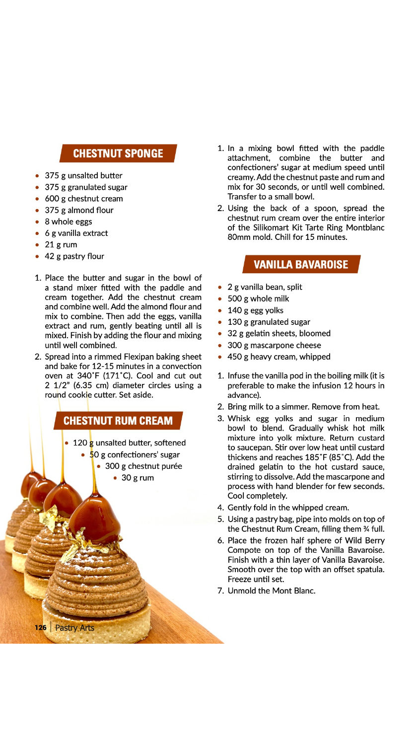## CHESTNUT SPONGE

- 375 g unsalted butter
- 375 g granulated sugar
- 600 g chestnut cream
- 375 g almond flour
- 8 whole eggs
- 6 g vanilla extract
- 21 g rum
- 42 g pastry flour

1. Place the butter and sugar in the bowl of a stand mixer fitted with the paddle and cream together. Add the chestnut cream and combine well. Add the almond flour and mix to combine. Then add the eggs, vanilla extract and rum, gently beating until all is mixed. Finish by adding the flour and mixing until well combined.
2. Spread into a rimmed Flexipan baking sheet and bake for 12-15 minutes in a convection oven at 340˚F (171˚C). Cool and cut out 2 1/2" (6.35 cm) diameter circles using a round cookie cutter. Set aside.

## CHESTNUT RUM CREAM

- 120 g unsalted butter, softened
- 50 g confectioners' sugar
- 300 g chestnut purée
- 30 g rum

1. In a mixing bowl fitted with the paddle attachment, combine the butter and confectioners' sugar at medium speed until creamy. Add the chestnut paste and rum and mix for 30 seconds, or until well combined. Transfer to a small bowl.
2. Using the back of a spoon, spread the chestnut rum cream over the entire interior of the Silikomart Kit Tarte Ring Montblanc 80mm mold. Chill for 15 minutes.

## VANILLA BAVAROISE

- 2 g vanilla bean, split
- 500 g whole milk
- 140 g egg yolks
- 130 g granulated sugar
- 32 g gelatin sheets, bloomed
- 300 g mascarpone cheese
- 450 g heavy cream, whipped

1. Infuse the vanilla pod in the boiling milk (it is preferable to make the infusion 12 hours in advance).
2. Bring milk to a simmer. Remove from heat.
3. Whisk egg yolks and sugar in medium bowl to blend. Gradually whisk hot milk mixture into yolk mixture. Return custard to saucepan. Stir over low heat until custard thickens and reaches 185˚F (85˚C). Add the drained gelatin to the hot custard sauce, stirring to dissolve. Add the mascarpone and process with hand blender for few seconds. Cool completely.
4. Gently fold in the whipped cream.
5. Using a pastry bag, pipe into molds on top of the Chestnut Rum Cream, filling them ¾ full.
6. Place the frozen half sphere of Wild Berry Compote on top of the Vanilla Bavaroise. Finish with a thin layer of Vanilla Bavaroise. Smooth over the top with an offset spatula. Freeze until set.
7. Unmold the Mont Blanc.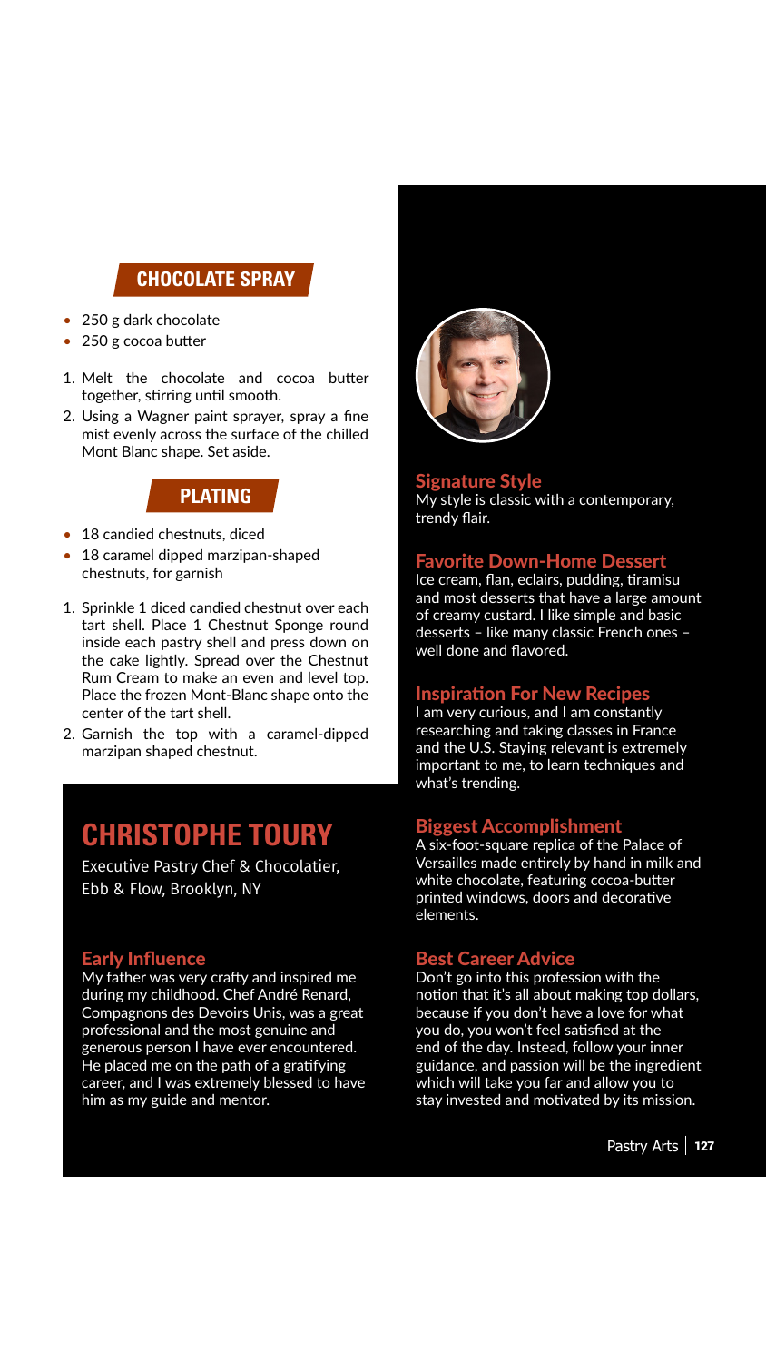## CHOCOLATE SPRAY

- 250 g dark chocolate
- 250 g cocoa butter

1. Melt the chocolate and cocoa butter together, stirring until smooth.
2. Using a Wagner paint sprayer, spray a fine mist evenly across the surface of the chilled Mont Blanc shape. Set aside.

## PLATING

- 18 candied chestnuts, diced
- 18 caramel dipped marzipan-shaped chestnuts, for garnish

1. Sprinkle 1 diced candied chestnut over each tart shell. Place 1 Chestnut Sponge round inside each pastry shell and press down on the cake lightly. Spread over the Chestnut Rum Cream to make an even and level top. Place the frozen Mont-Blanc shape onto the center of the tart shell.
2. Garnish the top with a caramel-dipped marzipan shaped chestnut.

# CHRISTOPHE TOURY

Executive Pastry Chef & Chocolatier, Ebb & Flow, Brooklyn, NY

### Early Influence

My father was very crafty and inspired me during my childhood. Chef André Renard, Compagnons des Devoirs Unis, was a great professional and the most genuine and generous person I have ever encountered. He placed me on the path of a gratifying career, and I was extremely blessed to have him as my guide and mentor.

### Signature Style

My style is classic with a contemporary, trendy flair.

### Favorite Down-Home Dessert

Ice cream, flan, eclairs, pudding, tiramisu and most desserts that have a large amount of creamy custard. I like simple and basic desserts – like many classic French ones – well done and flavored.

### Inspiration For New Recipes

I am very curious, and I am constantly researching and taking classes in France and the U.S. Staying relevant is extremely important to me, to learn techniques and what's trending.

### Biggest Accomplishment

A six-foot-square replica of the Palace of Versailles made entirely by hand in milk and white chocolate, featuring cocoa-butter printed windows, doors and decorative elements.

### Best Career Advice

Don't go into this profession with the notion that it's all about making top dollars, because if you don't have a love for what you do, you won't feel satisfied at the end of the day. Instead, follow your inner guidance, and passion will be the ingredient which will take you far and allow you to stay invested and motivated by its mission.